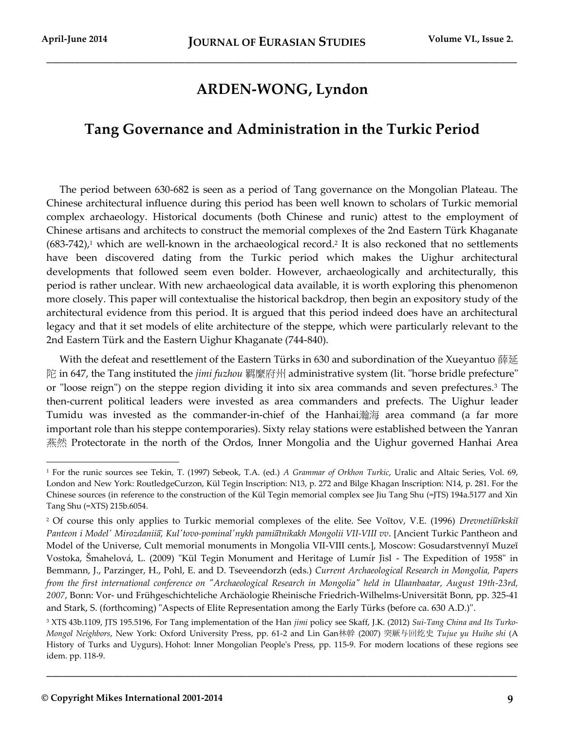# ARDEN-WONG, Lyndon

## Tang Governance and Administration in the Turkic Period

The period between 630-682 is seen as a period of Tang governance on the Mongolian Plateau. The Chinese architectural influence during this period has been well known to scholars of Turkic memorial complex archaeology. Historical documents (both Chinese and runic) attest to the employment of Chinese artisans and architects to construct the memorial complexes of the 2nd Eastern Türk Khaganate (683-742),[1] which are well-known in the archaeological record.[2] It is also reckoned that no settlements have been discovered dating from the Turkic period which makes the Uighur architectural developments that followed seem even bolder. However, archaeologically and architecturally, this period is rather unclear. With new archaeological data available, it is worth exploring this phenomenon more closely. This paper will contextualise the historical backdrop, then begin an expository study of the architectural evidence from this period. It is argued that this period indeed does have an architectural legacy and that it set models of elite architecture of the steppe, which were particularly relevant to the 2nd Eastern Türk and the Eastern Uighur Khaganate (744-840).

With the defeat and resettlement of the Eastern Türks in 630 and subordination of the Xueyantuo 薛延陀 in 647, the Tang instituted the *jimi fuzhou* 羈縻府州 administrative system (lit. "horse bridle prefecture" or "loose reign") on the steppe region dividing it into six area commands and seven prefectures.[3] The then-current political leaders were invested as area commanders and prefects. The Uighur leader Tumidu was invested as the commander-in-chief of the Hanhai瀚海 area command (a far more important role than his steppe contemporaries). Sixty relay stations were established between the Yanran 燕然 Protectorate in the north of the Ordos, Inner Mongolia and the Uighur governed Hanhai Area

---

[1] For the runic sources see Tekin, T. (1997) Sebeok, T.A. (ed.) *A Grammar of Orkhon Turkic*, Uralic and Altaic Series, Vol. 69, London and New York: RoutledgeCurzon, Kül Tegin Inscription: N13, p. 272 and Bilge Khagan Inscription: N14, p. 281. For the Chinese sources (in reference to the construction of the Kül Tegin memorial complex see Jiu Tang Shu (=JTS) 194a.5177 and Xin Tang Shu (=XTS) 215b.6054.

[2] Of course this only applies to Turkic memorial complexes of the elite. See Voĭtov, V.E. (1996) *Drevnetiu͡rkskiĭ Panteon i Modelʹ Mirozdanii͡a, Kulʹtovo-pominalʹnykh pami͡atnikakh Mongolii VII-VIII vv*. [Ancient Turkic Pantheon and Model of the Universe, Cult memorial monuments in Mongolia VII-VIII cents.], Moscow: Gosudarstvennyĭ Muzeĭ Vostoka, Šmahelová, L. (2009) "Kül Tegin Monument and Heritage of Lumír Jisl - The Expedition of 1958" in Bemmann, J., Parzinger, H., Pohl, E. and D. Tseveendorzh (eds.) *Current Archaeological Research in Mongolia, Papers from the first international conference on "Archaeological Research in Mongolia" held in Ulaanbaatar, August 19th-23rd, 2007*, Bonn: Vor- und Frühgeschichteliche Archäologie Rheinische Friedrich-Wilhelms-Universität Bonn, pp. 325-41 and Stark, S. (forthcoming) "Aspects of Elite Representation among the Early Türks (before ca. 630 A.D.)".

[3] XTS 43b.1109, JTS 195.5196, For Tang implementation of the Han *jimi* policy see Skaff, J.K. (2012) *Sui-Tang China and Its Turko-Mongol Neighbors*, New York: Oxford University Press, pp. 61-2 and Lin Gan林幹 (2007) 突厥与回纥史 *Tujue yu Huihe shi* (A History of Turks and Uygurs), Hohot: Inner Mongolian People's Press, pp. 115-9. For modern locations of these regions see idem. pp. 118-9.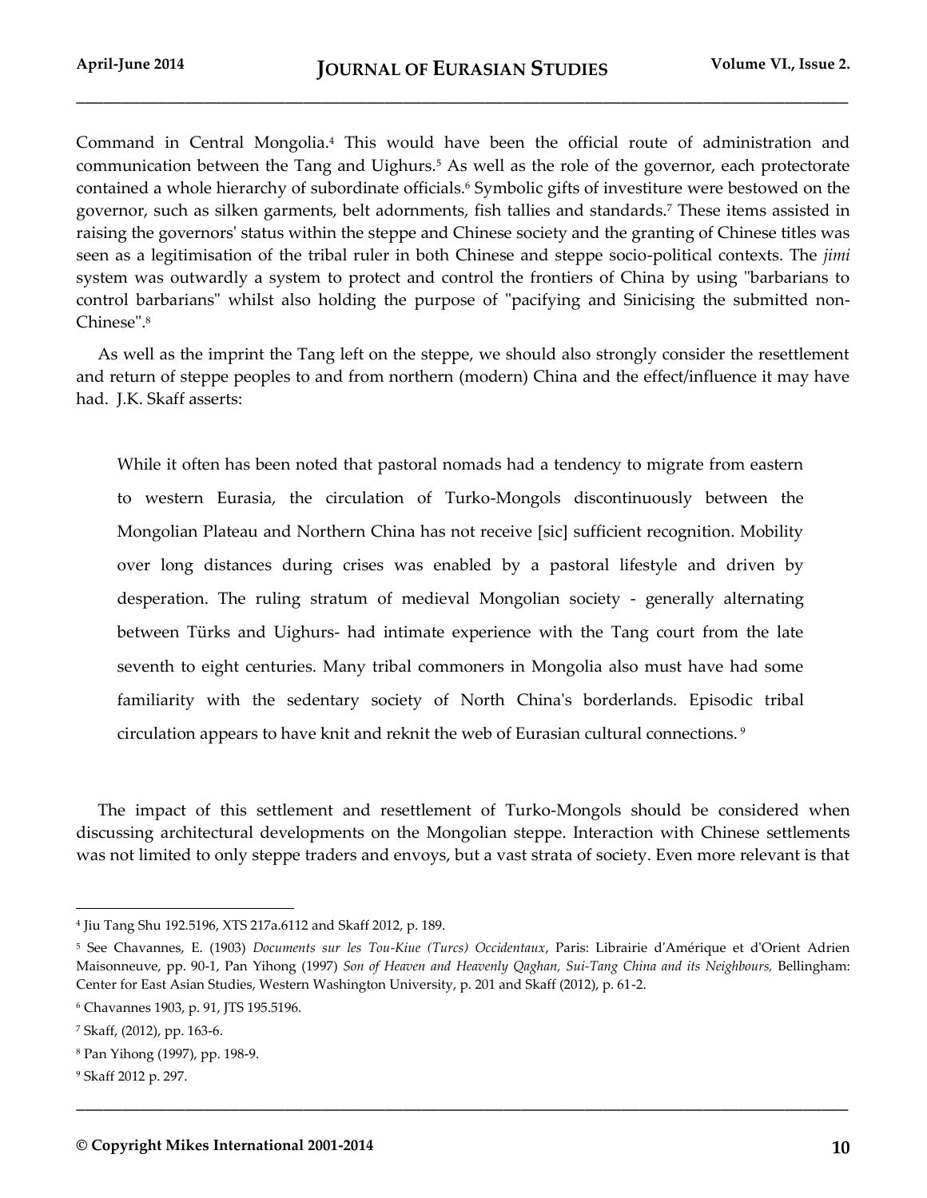Command in Central Mongolia.[4] This would have been the official route of administration and communication between the Tang and Uighurs.[5] As well as the role of the governor, each protectorate contained a whole hierarchy of subordinate officials.[6] Symbolic gifts of investiture were bestowed on the governor, such as silken garments, belt adornments, fish tallies and standards.[7] These items assisted in raising the governors' status within the steppe and Chinese society and the granting of Chinese titles was seen as a legitimisation of the tribal ruler in both Chinese and steppe socio-political contexts. The *jimi* system was outwardly a system to protect and control the frontiers of China by using "barbarians to control barbarians" whilst also holding the purpose of "pacifying and Sinicising the submitted non-Chinese".[8]

As well as the imprint the Tang left on the steppe, we should also strongly consider the resettlement and return of steppe peoples to and from northern (modern) China and the effect/influence it may have had. J.K. Skaff asserts:

> While it often has been noted that pastoral nomads had a tendency to migrate from eastern to western Eurasia, the circulation of Turko-Mongols discontinuously between the Mongolian Plateau and Northern China has not receive [sic] sufficient recognition. Mobility over long distances during crises was enabled by a pastoral lifestyle and driven by desperation. The ruling stratum of medieval Mongolian society - generally alternating between Türks and Uighurs- had intimate experience with the Tang court from the late seventh to eight centuries. Many tribal commoners in Mongolia also must have had some familiarity with the sedentary society of North China's borderlands. Episodic tribal circulation appears to have knit and reknit the web of Eurasian cultural connections. [9]

The impact of this settlement and resettlement of Turko-Mongols should be considered when discussing architectural developments on the Mongolian steppe. Interaction with Chinese settlements was not limited to only steppe traders and envoys, but a vast strata of society. Even more relevant is that

---

[4] Jiu Tang Shu 192.5196, XTS 217a.6112 and Skaff 2012, p. 189.

[5] See Chavannes, E. (1903) *Documents sur les Tou-Kiue (Turcs) Occidentaux*, Paris: Librairie d'Amérique et d'Orient Adrien Maisonneuve, pp. 90-1, Pan Yihong (1997) *Son of Heaven and Heavenly Qaghan, Sui-Tang China and its Neighbours,* Bellingham: Center for East Asian Studies, Western Washington University, p. 201 and Skaff (2012), p. 61-2.

[6] Chavannes 1903, p. 91, JTS 195.5196.

[7] Skaff, (2012), pp. 163-6.

[8] Pan Yihong (1997), pp. 198-9.

[9] Skaff 2012 p. 297.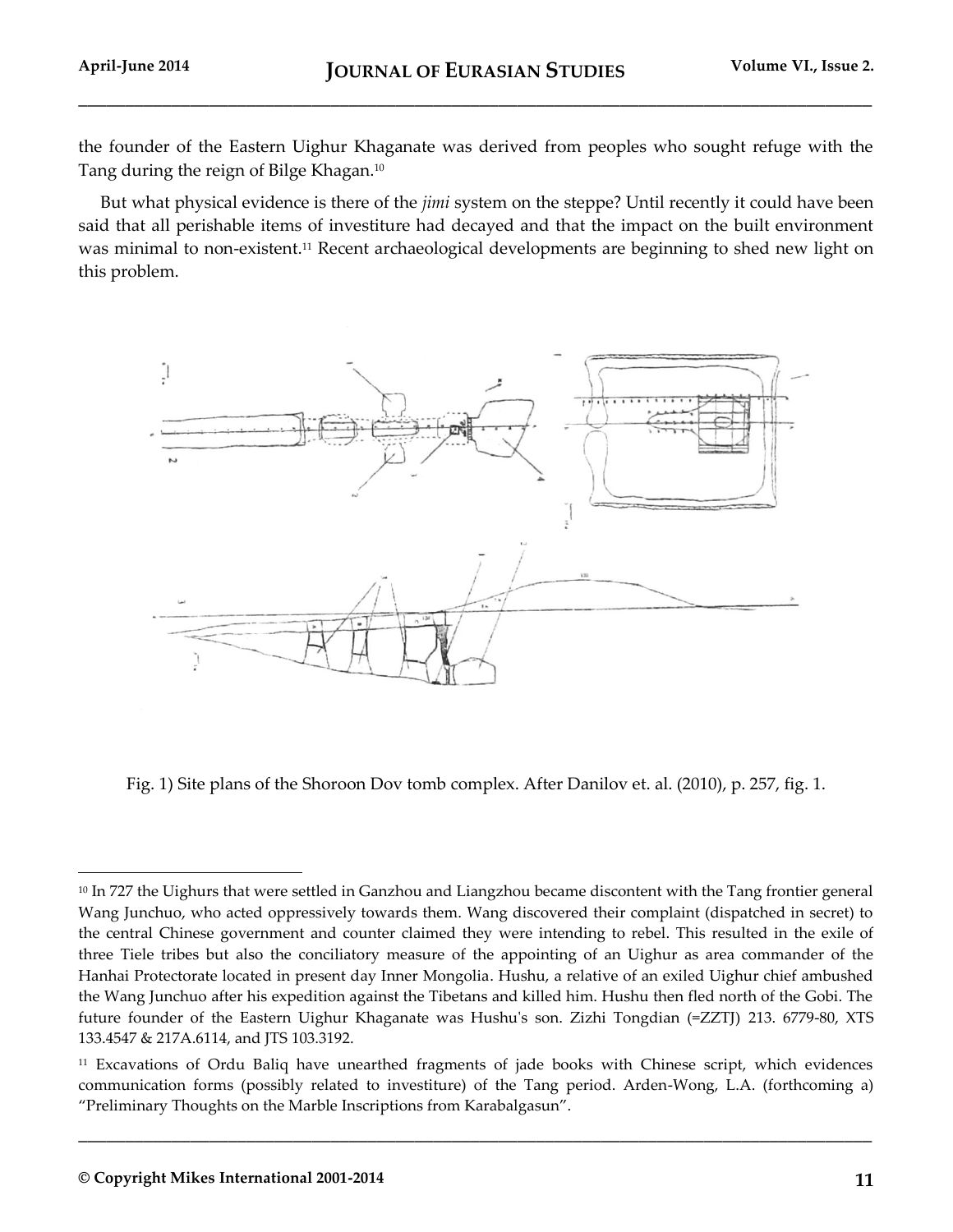the founder of the Eastern Uighur Khaganate was derived from peoples who sought refuge with the Tang during the reign of Bilge Khagan.[10]

But what physical evidence is there of the *jimi* system on the steppe? Until recently it could have been said that all perishable items of investiture had decayed and that the impact on the built environment was minimal to non-existent.[11] Recent archaeological developments are beginning to shed new light on this problem.

Fig. 1) Site plans of the Shoroon Dov tomb complex. After Danilov et. al. (2010), p. 257, fig. 1.

---

[10] In 727 the Uighurs that were settled in Ganzhou and Liangzhou became discontent with the Tang frontier general Wang Junchuo, who acted oppressively towards them. Wang discovered their complaint (dispatched in secret) to the central Chinese government and counter claimed they were intending to rebel. This resulted in the exile of three Tiele tribes but also the conciliatory measure of the appointing of an Uighur as area commander of the Hanhai Protectorate located in present day Inner Mongolia. Hushu, a relative of an exiled Uighur chief ambushed the Wang Junchuo after his expedition against the Tibetans and killed him. Hushu then fled north of the Gobi. The future founder of the Eastern Uighur Khaganate was Hushu's son. Zizhi Tongdian (=ZZTJ) 213. 6779-80, XTS 133.4547 & 217A.6114, and JTS 103.3192.

[11] Excavations of Ordu Baliq have unearthed fragments of jade books with Chinese script, which evidences communication forms (possibly related to investiture) of the Tang period. Arden-Wong, L.A. (forthcoming a) "Preliminary Thoughts on the Marble Inscriptions from Karabalgasun".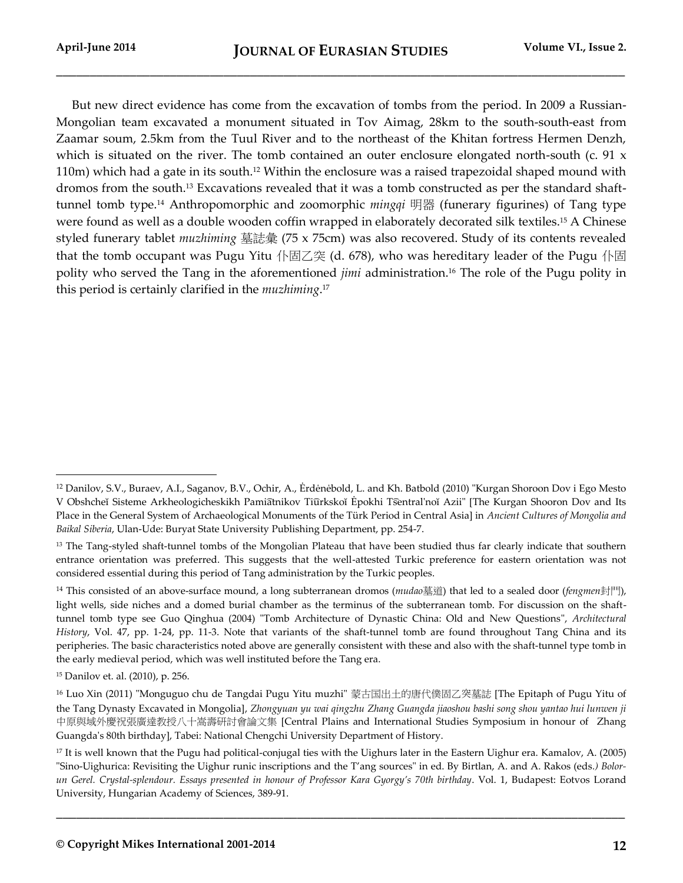But new direct evidence has come from the excavation of tombs from the period. In 2009 a Russian-Mongolian team excavated a monument situated in Tov Aimag, 28km to the south-south-east from Zaamar soum, 2.5km from the Tuul River and to the northeast of the Khitan fortress Hermen Denzh, which is situated on the river. The tomb contained an outer enclosure elongated north-south (c. 91 x 110m) which had a gate in its south.[12] Within the enclosure was a raised trapezoidal shaped mound with dromos from the south.[13] Excavations revealed that it was a tomb constructed as per the standard shaft-tunnel tomb type.[14] Anthropomorphic and zoomorphic *mingqi* 明器 (funerary figurines) of Tang type were found as well as a double wooden coffin wrapped in elaborately decorated silk textiles.[15] A Chinese styled funerary tablet *muzhiming* 墓誌彙 (75 x 75cm) was also recovered. Study of its contents revealed that the tomb occupant was Pugu Yitu 仆固乙突 (d. 678), who was hereditary leader of the Pugu 仆固 polity who served the Tang in the aforementioned *jimi* administration.[16] The role of the Pugu polity in this period is certainly clarified in the *muzhiming*.[17]

---

[12] Danilov, S.V., Buraev, A.I., Saganov, B.V., Ochir, A., Ėrdėnėbold, L. and Kh. Batbold (2010) "Kurgan Shoroon Dov i Ego Mesto V Obshcheĭ Sisteme Arkheologicheskikh Pamiātnikov Tiūrkskoĭ Ėpokhi Ts͡entral'noĭ Azii" [The Kurgan Shooron Dov and Its Place in the General System of Archaeological Monuments of the Türk Period in Central Asia] in *Ancient Cultures of Mongolia and Baikal Siberia*, Ulan-Ude: Buryat State University Publishing Department, pp. 254-7.

[13] The Tang-styled shaft-tunnel tombs of the Mongolian Plateau that have been studied thus far clearly indicate that southern entrance orientation was preferred. This suggests that the well-attested Turkic preference for eastern orientation was not considered essential during this period of Tang administration by the Turkic peoples.

[14] This consisted of an above-surface mound, a long subterranean dromos (*mudao*墓道) that led to a sealed door (*fengmen*封門), light wells, side niches and a domed burial chamber as the terminus of the subterranean tomb. For discussion on the shaft-tunnel tomb type see Guo Qinghua (2004) "Tomb Architecture of Dynastic China: Old and New Questions", *Architectural History*, Vol. 47, pp. 1-24, pp. 11-3. Note that variants of the shaft-tunnel tomb are found throughout Tang China and its peripheries. The basic characteristics noted above are generally consistent with these and also with the shaft-tunnel type tomb in the early medieval period, which was well instituted before the Tang era.

[15] Danilov et. al. (2010), p. 256.

[16] Luo Xin (2011) "Monguguo chu de Tangdai Pugu Yitu muzhi" 蒙古国出土的唐代僕固乙突墓誌 [The Epitaph of Pugu Yitu of the Tang Dynasty Excavated in Mongolia], *Zhongyuan yu wai qingzhu Zhang Guangda jiaoshou bashi song shou yantao hui lunwen ji* 中原與域外慶祝張廣達教授八十嵩壽研討會論文集 [Central Plains and International Studies Symposium in honour of Zhang Guangda's 80th birthday], Tabei: National Chengchi University Department of History.

[17] It is well known that the Pugu had political-conjugal ties with the Uighurs later in the Eastern Uighur era. Kamalov, A. (2005) "Sino-Uighurica: Revisiting the Uighur runic inscriptions and the T'ang sources" in ed. By Birtlan, A. and A. Rakos (eds.) *Bolor-un Gerel. Crystal-splendour. Essays presented in honour of Professor Kara Gyorgy's 70th birthday*. Vol. 1, Budapest: Eotvos Lorand University, Hungarian Academy of Sciences, 389-91.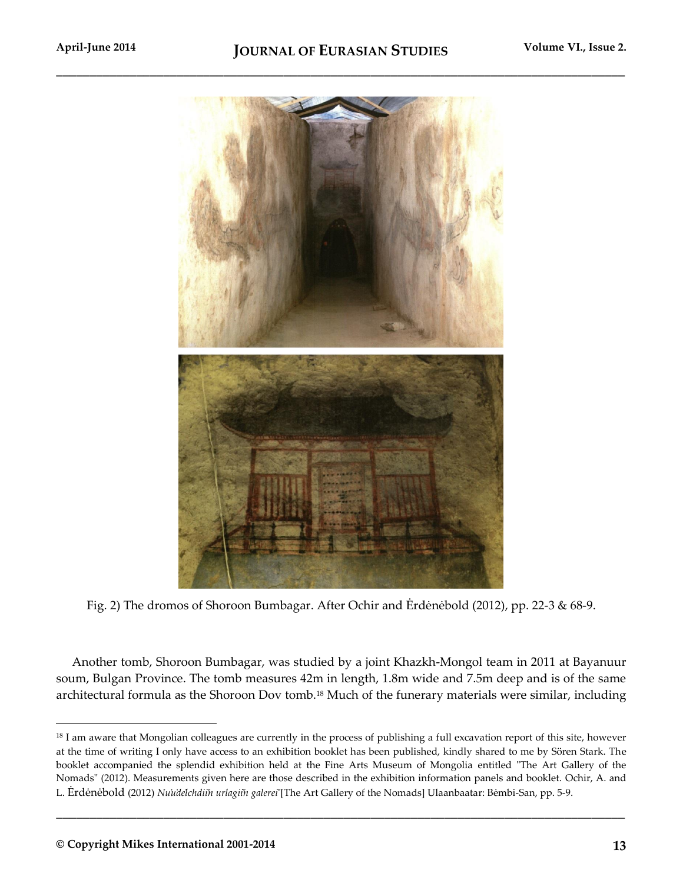Fig. 2) The dromos of Shoroon Bumbagar. After Ochir and Ėrdėnėbold (2012), pp. 22-3 & 68-9.

Another tomb, Shoroon Bumbagar, was studied by a joint Khazkh-Mongol team in 2011 at Bayanuur soum, Bulgan Province. The tomb measures 42m in length, 1.8m wide and 7.5m deep and is of the same architectural formula as the Shoroon Dov tomb.[18] Much of the funerary materials were similar, including

---

[18] I am aware that Mongolian colleagues are currently in the process of publishing a full excavation report of this site, however at the time of writing I only have access to an exhibition booklet has been published, kindly shared to me by Sören Stark. The booklet accompanied the splendid exhibition held at the Fine Arts Museum of Mongolia entitled "The Art Gallery of the Nomads" (2012). Measurements given here are those described in the exhibition information panels and booklet. Ochir, A. and L. Ėrdėnėbold (2012) *Nuudelchdiĭn urlagiĭn galereĭ* [The Art Gallery of the Nomads] Ulaanbaatar: Bėmbi-San, pp. 5-9.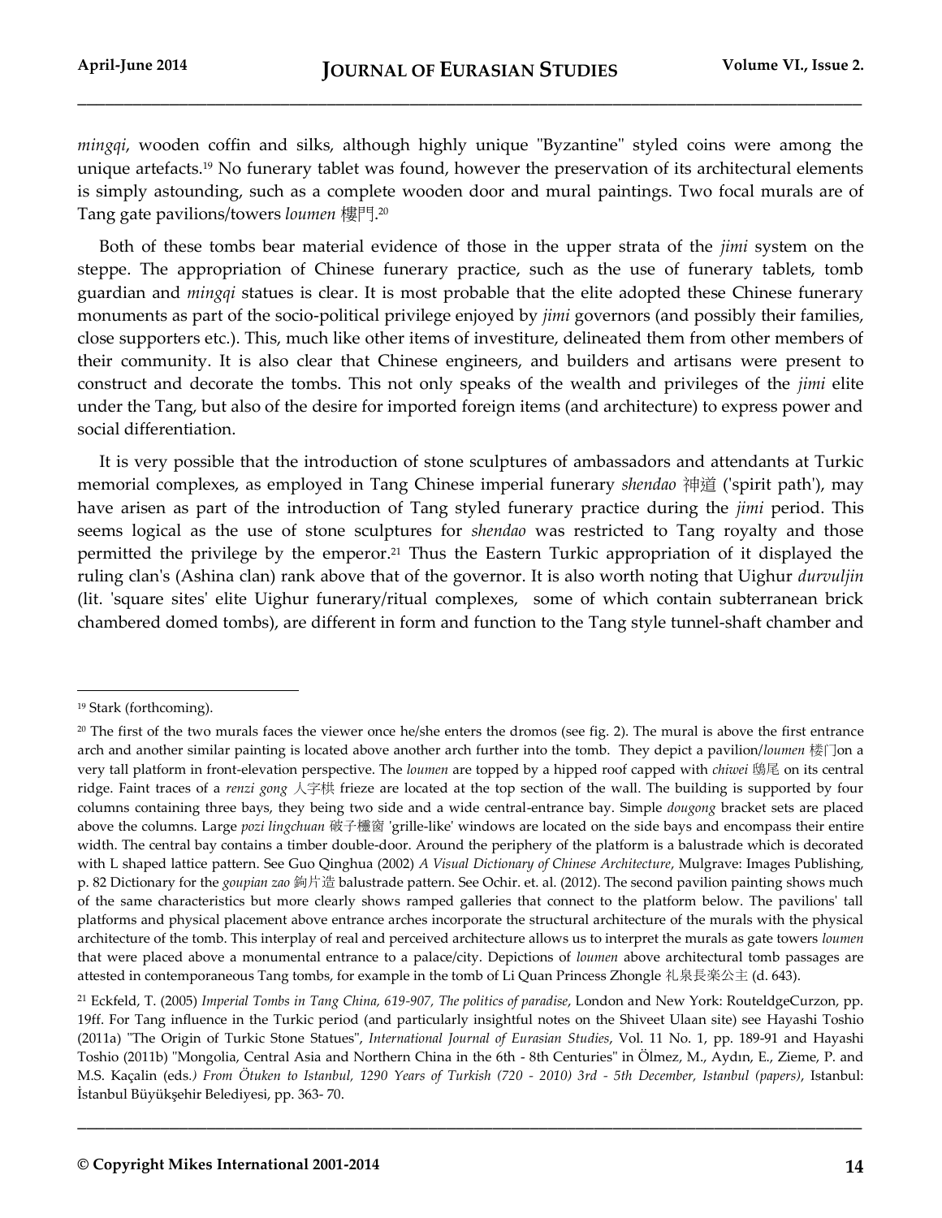*mingqi*, wooden coffin and silks, although highly unique "Byzantine" styled coins were among the unique artefacts.[19] No funerary tablet was found, however the preservation of its architectural elements is simply astounding, such as a complete wooden door and mural paintings. Two focal murals are of Tang gate pavilions/towers *loumen* 樓門.[20]

Both of these tombs bear material evidence of those in the upper strata of the *jimi* system on the steppe. The appropriation of Chinese funerary practice, such as the use of funerary tablets, tomb guardian and *mingqi* statues is clear. It is most probable that the elite adopted these Chinese funerary monuments as part of the socio-political privilege enjoyed by *jimi* governors (and possibly their families, close supporters etc.). This, much like other items of investiture, delineated them from other members of their community. It is also clear that Chinese engineers, and builders and artisans were present to construct and decorate the tombs. This not only speaks of the wealth and privileges of the *jimi* elite under the Tang, but also of the desire for imported foreign items (and architecture) to express power and social differentiation.

It is very possible that the introduction of stone sculptures of ambassadors and attendants at Turkic memorial complexes, as employed in Tang Chinese imperial funerary *shendao* 神道 ('spirit path'), may have arisen as part of the introduction of Tang styled funerary practice during the *jimi* period. This seems logical as the use of stone sculptures for *shendao* was restricted to Tang royalty and those permitted the privilege by the emperor.[21] Thus the Eastern Turkic appropriation of it displayed the ruling clan's (Ashina clan) rank above that of the governor. It is also worth noting that Uighur *durvuljin* (lit. 'square sites' elite Uighur funerary/ritual complexes, some of which contain subterranean brick chambered domed tombs), are different in form and function to the Tang style tunnel-shaft chamber and

---

[19] Stark (forthcoming).

[20] The first of the two murals faces the viewer once he/she enters the dromos (see fig. 2). The mural is above the first entrance arch and another similar painting is located above another arch further into the tomb. They depict a pavilion/*loumen* 楼门on a very tall platform in front-elevation perspective. The *loumen* are topped by a hipped roof capped with *chiwei* 鴟尾 on its central ridge. Faint traces of a *renzi gong* 人字栱 frieze are located at the top section of the wall. The building is supported by four columns containing three bays, they being two side and a wide central-entrance bay. Simple *dougong* bracket sets are placed above the columns. Large *pozi lingchuan* 破子欞窗 'grille-like' windows are located on the side bays and encompass their entire width. The central bay contains a timber double-door. Around the periphery of the platform is a balustrade which is decorated with L shaped lattice pattern. See Guo Qinghua (2002) *A Visual Dictionary of Chinese Architecture*, Mulgrave: Images Publishing, p. 82 Dictionary for the *goupian zao* 鉤片造 balustrade pattern. See Ochir. et. al. (2012). The second pavilion painting shows much of the same characteristics but more clearly shows ramped galleries that connect to the platform below. The pavilions' tall platforms and physical placement above entrance arches incorporate the structural architecture of the murals with the physical architecture of the tomb. This interplay of real and perceived architecture allows us to interpret the murals as gate towers *loumen* that were placed above a monumental entrance to a palace/city. Depictions of *loumen* above architectural tomb passages are attested in contemporaneous Tang tombs, for example in the tomb of Li Quan Princess Zhongle 礼泉長楽公主 (d. 643).

[21] Eckfeld, T. (2005) *Imperial Tombs in Tang China, 619-907, The politics of paradise*, London and New York: RouteldgeCurzon, pp. 19ff. For Tang influence in the Turkic period (and particularly insightful notes on the Shiveet Ulaan site) see Hayashi Toshio (2011a) "The Origin of Turkic Stone Statues", *International Journal of Eurasian Studies*, Vol. 11 No. 1, pp. 189-91 and Hayashi Toshio (2011b) "Mongolia, Central Asia and Northern China in the 6th - 8th Centuries" in Ölmez, M., Aydın, E., Zieme, P. and M.S. Kaçalin (eds.) *From Ötuken to Istanbul, 1290 Years of Turkish (720 - 2010) 3rd - 5th December, Istanbul (papers)*, Istanbul: İstanbul Büyükşehir Belediyesi, pp. 363- 70.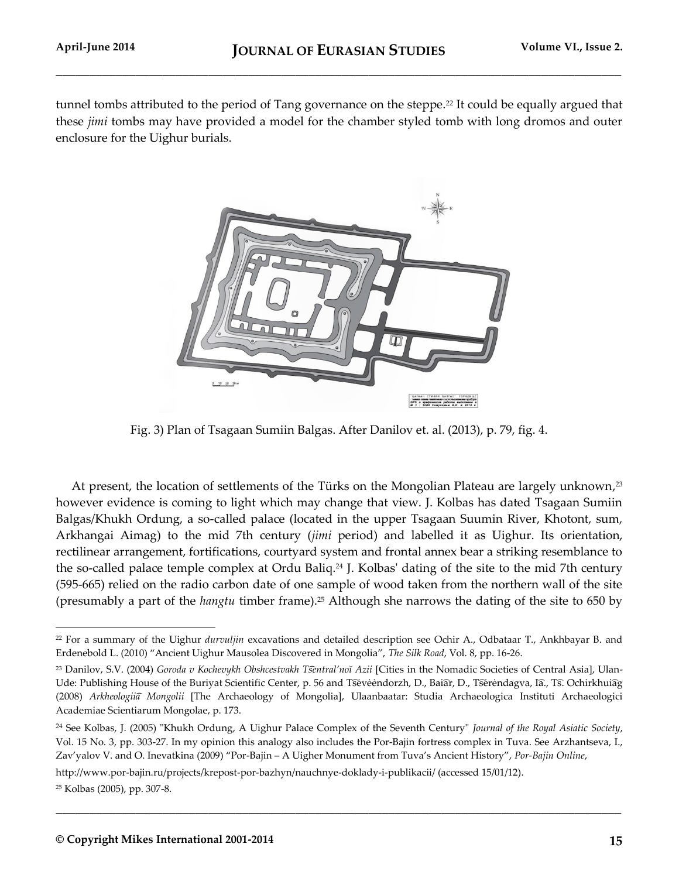tunnel tombs attributed to the period of Tang governance on the steppe.[22] It could be equally argued that these *jimi* tombs may have provided a model for the chamber styled tomb with long dromos and outer enclosure for the Uighur burials.

Fig. 3) Plan of Tsagaan Sumiin Balgas. After Danilov et. al. (2013), p. 79, fig. 4.

At present, the location of settlements of the Türks on the Mongolian Plateau are largely unknown,[23] however evidence is coming to light which may change that view. J. Kolbas has dated Tsagaan Sumiin Balgas/Khukh Ordung, a so-called palace (located in the upper Tsagaan Suumin River, Khotont, sum, Arkhangai Aimag) to the mid 7th century (*jimi* period) and labelled it as Uighur. Its orientation, rectilinear arrangement, fortifications, courtyard system and frontal annex bear a striking resemblance to the so-called palace temple complex at Ordu Baliq.[24] J. Kolbas' dating of the site to the mid 7th century (595-665) relied on the radio carbon date of one sample of wood taken from the northern wall of the site (presumably a part of the *hangtu* timber frame).[25] Although she narrows the dating of the site to 650 by

---

[22] For a summary of the Uighur *durvuljin* excavations and detailed description see Ochir A., Odbataar T., Ankhbayar B. and Erdenebold L. (2010) "Ancient Uighur Mausolea Discovered in Mongolia", *The Silk Road*, Vol. 8, pp. 16-26.

[23] Danilov, S.V. (2004) *Goroda v Kochevykh Obshcestvakh Ts͡entral'noĭ Azii* [Cities in the Nomadic Societies of Central Asia], Ulan-Ude: Publishing House of the Buriyat Scientific Center, p. 56 and Ts͡ėvėėndorzh, D., Baia͡r, D., Ts͡ėrėndagva, Ia͡., Ts͡. Ochirkhuia͡g (2008) *Arkheologiia͡ Mongolii* [The Archaeology of Mongolia], Ulaanbaatar: Studia Archaeologica Instituti Archaeologici Academiae Scientiarum Mongolae, p. 173.

[24] See Kolbas, J. (2005) "Khukh Ordung, A Uighur Palace Complex of the Seventh Century" *Journal of the Royal Asiatic Society*, Vol. 15 No. 3, pp. 303-27. In my opinion this analogy also includes the Por-Bajin fortress complex in Tuva. See Arzhantseva, I., Zav'yalov V. and O. Inevatkina (2009) "Por-Bajin – A Uigher Monument from Tuva's Ancient History", *Por-Bajin Online*, http://www.por-bajin.ru/projects/krepost-por-bazhyn/nauchnye-doklady-i-publikacii/ (accessed 15/01/12).

[25] Kolbas (2005), pp. 307-8.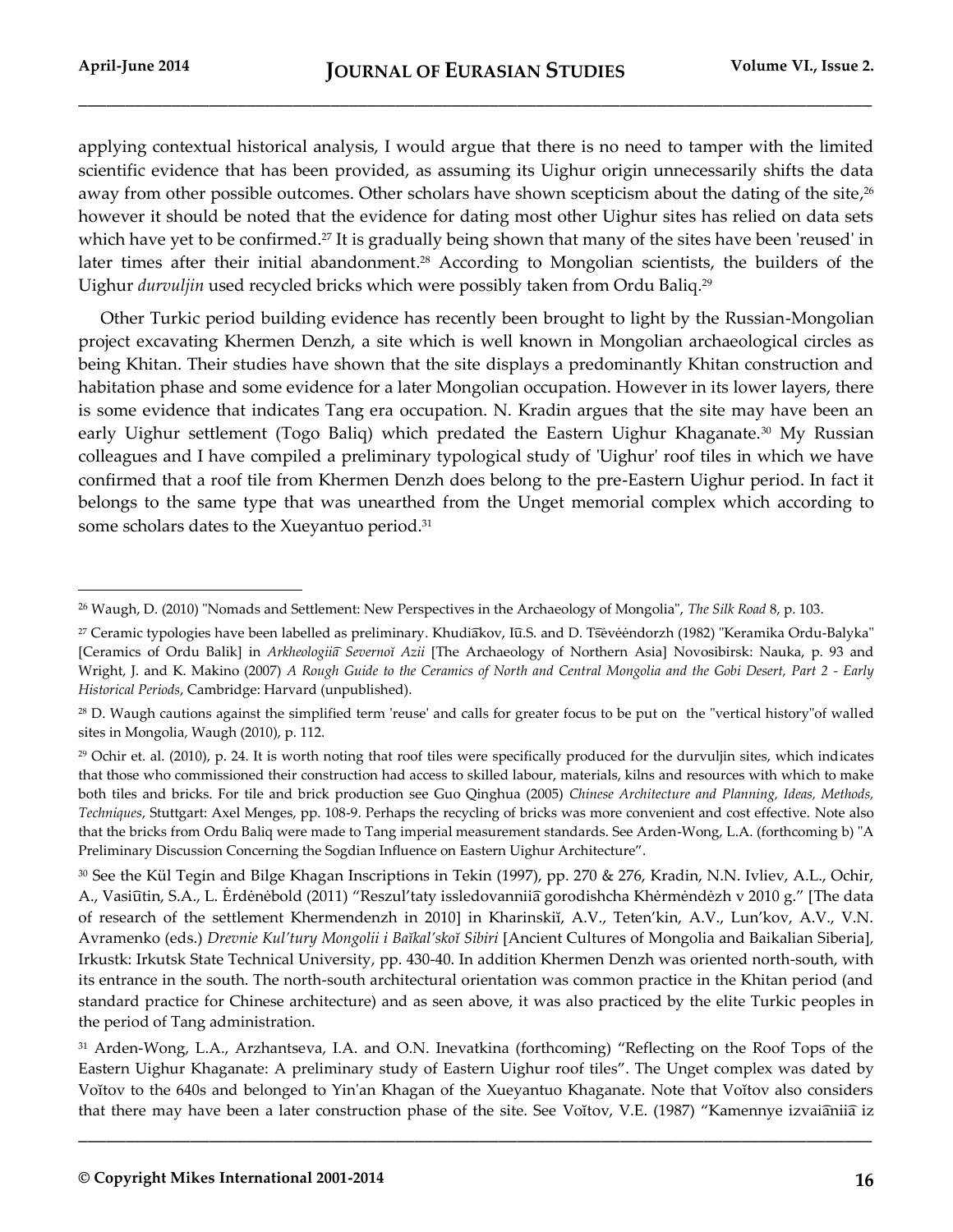applying contextual historical analysis, I would argue that there is no need to tamper with the limited scientific evidence that has been provided, as assuming its Uighur origin unnecessarily shifts the data away from other possible outcomes. Other scholars have shown scepticism about the dating of the site,[26] however it should be noted that the evidence for dating most other Uighur sites has relied on data sets which have yet to be confirmed.[27] It is gradually being shown that many of the sites have been 'reused' in later times after their initial abandonment.[28] According to Mongolian scientists, the builders of the Uighur *durvuljin* used recycled bricks which were possibly taken from Ordu Baliq.[29]

Other Turkic period building evidence has recently been brought to light by the Russian-Mongolian project excavating Khermen Denzh, a site which is well known in Mongolian archaeological circles as being Khitan. Their studies have shown that the site displays a predominantly Khitan construction and habitation phase and some evidence for a later Mongolian occupation. However in its lower layers, there is some evidence that indicates Tang era occupation. N. Kradin argues that the site may have been an early Uighur settlement (Togo Baliq) which predated the Eastern Uighur Khaganate.[30] My Russian colleagues and I have compiled a preliminary typological study of 'Uighur' roof tiles in which we have confirmed that a roof tile from Khermen Denzh does belong to the pre-Eastern Uighur period. In fact it belongs to the same type that was unearthed from the Unget memorial complex which according to some scholars dates to the Xueyantuo period.[31]

---

[26] Waugh, D. (2010) "Nomads and Settlement: New Perspectives in the Archaeology of Mongolia", *The Silk Road* 8, p. 103.

[27] Ceramic typologies have been labelled as preliminary. Khudiākov, Iū.S. and D. Tsēvėėndorzh (1982) "Keramika Ordu-Balyka" [Ceramics of Ordu Balik] in *Arkheologiiā Severnoĭ Azii* [The Archaeology of Northern Asia] Novosibirsk: Nauka, p. 93 and Wright, J. and K. Makino (2007) *A Rough Guide to the Ceramics of North and Central Mongolia and the Gobi Desert, Part 2 - Early Historical Periods*, Cambridge: Harvard (unpublished).

[28] D. Waugh cautions against the simplified term 'reuse' and calls for greater focus to be put on the "vertical history"of walled sites in Mongolia, Waugh (2010), p. 112.

[29] Ochir et. al. (2010), p. 24. It is worth noting that roof tiles were specifically produced for the durvuljin sites, which indicates that those who commissioned their construction had access to skilled labour, materials, kilns and resources with which to make both tiles and bricks. For tile and brick production see Guo Qinghua (2005) *Chinese Architecture and Planning, Ideas, Methods, Techniques*, Stuttgart: Axel Menges, pp. 108-9. Perhaps the recycling of bricks was more convenient and cost effective. Note also that the bricks from Ordu Baliq were made to Tang imperial measurement standards. See Arden-Wong, L.A. (forthcoming b) "A Preliminary Discussion Concerning the Sogdian Influence on Eastern Uighur Architecture".

[30] See the Kül Tegin and Bilge Khagan Inscriptions in Tekin (1997), pp. 270 & 276, Kradin, N.N. Ivliev, A.L., Ochir, A., Vasiūtin, S.A., L. Ėrdėnėbold (2011) "Reszul'taty issledovanniiā gorodishcha Khėrmėndėzh v 2010 g." [The data of research of the settlement Khermendenzh in 2010] in Kharinskiĭ, A.V., Teten'kin, A.V., Lun'kov, A.V., V.N. Avramenko (eds.) *Drevnie Kul'tury Mongolii i Baĭkal'skoĭ Sibiri* [Ancient Cultures of Mongolia and Baikalian Siberia], Irkustk: Irkutsk State Technical University, pp. 430-40. In addition Khermen Denzh was oriented north-south, with its entrance in the south. The north-south architectural orientation was common practice in the Khitan period (and standard practice for Chinese architecture) and as seen above, it was also practiced by the elite Turkic peoples in the period of Tang administration.

[31] Arden-Wong, L.A., Arzhantseva, I.A. and O.N. Inevatkina (forthcoming) "Reflecting on the Roof Tops of the Eastern Uighur Khaganate: A preliminary study of Eastern Uighur roof tiles". The Unget complex was dated by Voĭtov to the 640s and belonged to Yin'an Khagan of the Xueyantuo Khaganate. Note that Voĭtov also considers that there may have been a later construction phase of the site. See Voĭtov, V.E. (1987) "Kamennye izvaiāniiā iz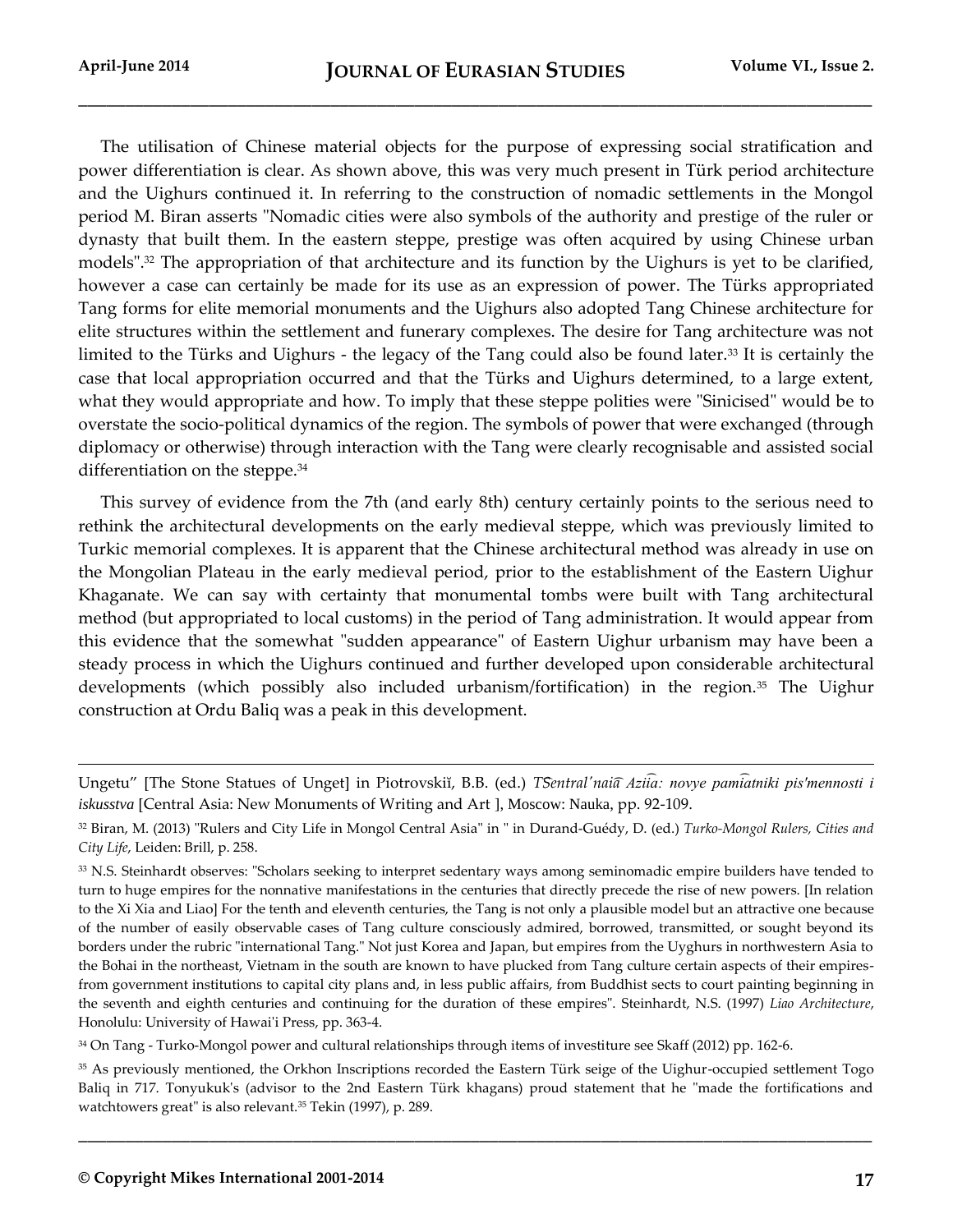The utilisation of Chinese material objects for the purpose of expressing social stratification and power differentiation is clear. As shown above, this was very much present in Türk period architecture and the Uighurs continued it. In referring to the construction of nomadic settlements in the Mongol period M. Biran asserts "Nomadic cities were also symbols of the authority and prestige of the ruler or dynasty that built them. In the eastern steppe, prestige was often acquired by using Chinese urban models".[32] The appropriation of that architecture and its function by the Uighurs is yet to be clarified, however a case can certainly be made for its use as an expression of power. The Türks appropriated Tang forms for elite memorial monuments and the Uighurs also adopted Tang Chinese architecture for elite structures within the settlement and funerary complexes. The desire for Tang architecture was not limited to the Türks and Uighurs - the legacy of the Tang could also be found later.[33] It is certainly the case that local appropriation occurred and that the Türks and Uighurs determined, to a large extent, what they would appropriate and how. To imply that these steppe polities were "Sinicised" would be to overstate the socio-political dynamics of the region. The symbols of power that were exchanged (through diplomacy or otherwise) through interaction with the Tang were clearly recognisable and assisted social differentiation on the steppe.[34]

This survey of evidence from the 7th (and early 8th) century certainly points to the serious need to rethink the architectural developments on the early medieval steppe, which was previously limited to Turkic memorial complexes. It is apparent that the Chinese architectural method was already in use on the Mongolian Plateau in the early medieval period, prior to the establishment of the Eastern Uighur Khaganate. We can say with certainty that monumental tombs were built with Tang architectural method (but appropriated to local customs) in the period of Tang administration. It would appear from this evidence that the somewhat "sudden appearance" of Eastern Uighur urbanism may have been a steady process in which the Uighurs continued and further developed upon considerable architectural developments (which possibly also included urbanism/fortification) in the region.[35] The Uighur construction at Ordu Baliq was a peak in this development.

---

Ungetu" [The Stone Statues of Unget] in Piotrovskiĭ, B.B. (ed.) *T͡Sentral'nai͡a Azii͡a: novye pami͡atniki pis'mennosti i iskusstva* [Central Asia: New Monuments of Writing and Art ], Moscow: Nauka, pp. 92-109.

[32] Biran, M. (2013) "Rulers and City Life in Mongol Central Asia" in " in Durand-Guédy, D. (ed.) *Turko-Mongol Rulers, Cities and City Life*, Leiden: Brill, p. 258.

[33] N.S. Steinhardt observes: "Scholars seeking to interpret sedentary ways among seminomadic empire builders have tended to turn to huge empires for the nonnative manifestations in the centuries that directly precede the rise of new powers. [In relation to the Xi Xia and Liao] For the tenth and eleventh centuries, the Tang is not only a plausible model but an attractive one because of the number of easily observable cases of Tang culture consciously admired, borrowed, transmitted, or sought beyond its borders under the rubric "international Tang." Not just Korea and Japan, but empires from the Uyghurs in northwestern Asia to the Bohai in the northeast, Vietnam in the south are known to have plucked from Tang culture certain aspects of their empires- from government institutions to capital city plans and, in less public affairs, from Buddhist sects to court painting beginning in the seventh and eighth centuries and continuing for the duration of these empires". Steinhardt, N.S. (1997) *Liao Architecture*, Honolulu: University of Hawai'i Press, pp. 363-4.

[34] On Tang - Turko-Mongol power and cultural relationships through items of investiture see Skaff (2012) pp. 162-6.

[35] As previously mentioned, the Orkhon Inscriptions recorded the Eastern Türk seige of the Uighur-occupied settlement Togo Baliq in 717. Tonyukuk's (advisor to the 2nd Eastern Türk khagans) proud statement that he "made the fortifications and watchtowers great" is also relevant.[35] Tekin (1997), p. 289.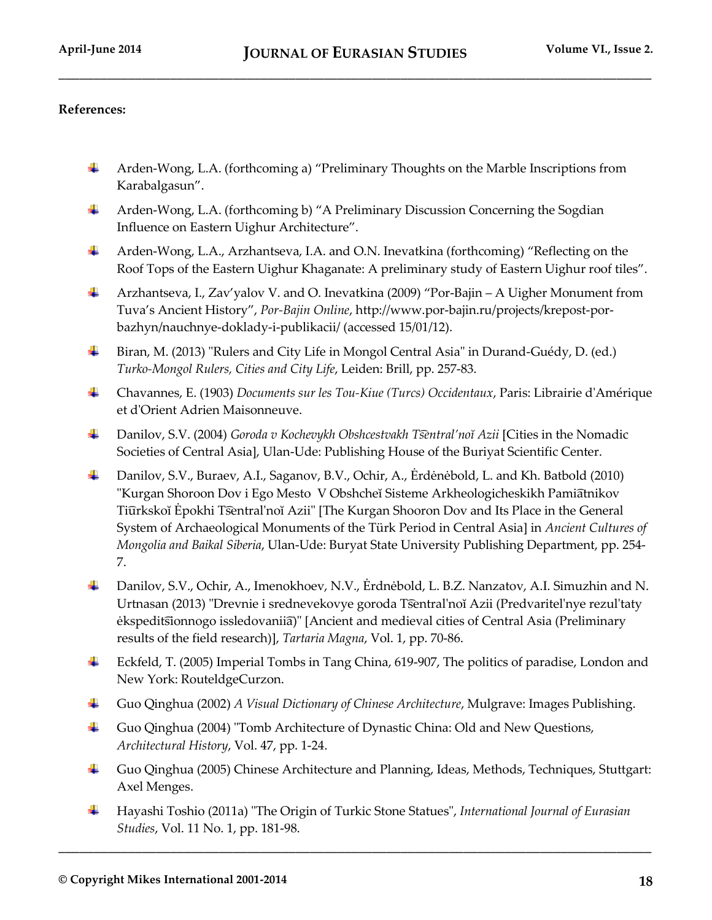**References:**

- Arden-Wong, L.A. (forthcoming a) "Preliminary Thoughts on the Marble Inscriptions from Karabalgasun".
- Arden-Wong, L.A. (forthcoming b) "A Preliminary Discussion Concerning the Sogdian Influence on Eastern Uighur Architecture".
- Arden-Wong, L.A., Arzhantseva, I.A. and O.N. Inevatkina (forthcoming) "Reflecting on the Roof Tops of the Eastern Uighur Khaganate: A preliminary study of Eastern Uighur roof tiles".
- Arzhantseva, I., Zav'yalov V. and O. Inevatkina (2009) "Por-Bajin – A Uigher Monument from Tuva's Ancient History", *Por-Bajin Online*, http://www.por-bajin.ru/projects/krepost-por-bazhyn/nauchnye-doklady-i-publikacii/ (accessed 15/01/12).
- Biran, M. (2013) "Rulers and City Life in Mongol Central Asia" in Durand-Guédy, D. (ed.) *Turko-Mongol Rulers, Cities and City Life*, Leiden: Brill, pp. 257-83.
- Chavannes, E. (1903) *Documents sur les Tou-Kiue (Turcs) Occidentaux*, Paris: Librairie d'Amérique et d'Orient Adrien Maisonneuve.
- Danilov, S.V. (2004) *Goroda v Kochevykh Obshcestvakh Ts͡entral'noĭ Azii* [Cities in the Nomadic Societies of Central Asia], Ulan-Ude: Publishing House of the Buriyat Scientific Center.
- Danilov, S.V., Buraev, A.I., Saganov, B.V., Ochir, A., Ėrdėnėbold, L. and Kh. Batbold (2010) "Kurgan Shoroon Dov i Ego Mesto V Obshcheĭ Sisteme Arkheologicheskikh Pami͡atnikov Ti͡urkskoĭ Ėpokhi Ts͡entral'noĭ Azii" [The Kurgan Shooron Dov and Its Place in the General System of Archaeological Monuments of the Türk Period in Central Asia] in *Ancient Cultures of Mongolia and Baikal Siberia*, Ulan-Ude: Buryat State University Publishing Department, pp. 254-7.
- Danilov, S.V., Ochir, A., Imenokhoev, N.V., Ėrdnėbold, L. B.Z. Nanzatov, A.I. Simuzhin and N. Urtnasan (2013) "Drevnie i srednevekovye goroda Ts͡entral'noĭ Azii (Predvaritel'nye rezul'taty ėkspedits͡ionnogo issledovanii͡a)" [Ancient and medieval cities of Central Asia (Preliminary results of the field research)], *Tartaria Magna*, Vol. 1, pp. 70-86.
- Eckfeld, T. (2005) Imperial Tombs in Tang China, 619-907, The politics of paradise, London and New York: RouteldgeCurzon.
- Guo Qinghua (2002) *A Visual Dictionary of Chinese Architecture*, Mulgrave: Images Publishing.
- Guo Qinghua (2004) "Tomb Architecture of Dynastic China: Old and New Questions, *Architectural History*, Vol. 47, pp. 1-24.
- Guo Qinghua (2005) Chinese Architecture and Planning, Ideas, Methods, Techniques, Stuttgart: Axel Menges.
- Hayashi Toshio (2011a) "The Origin of Turkic Stone Statues", *International Journal of Eurasian Studies*, Vol. 11 No. 1, pp. 181-98.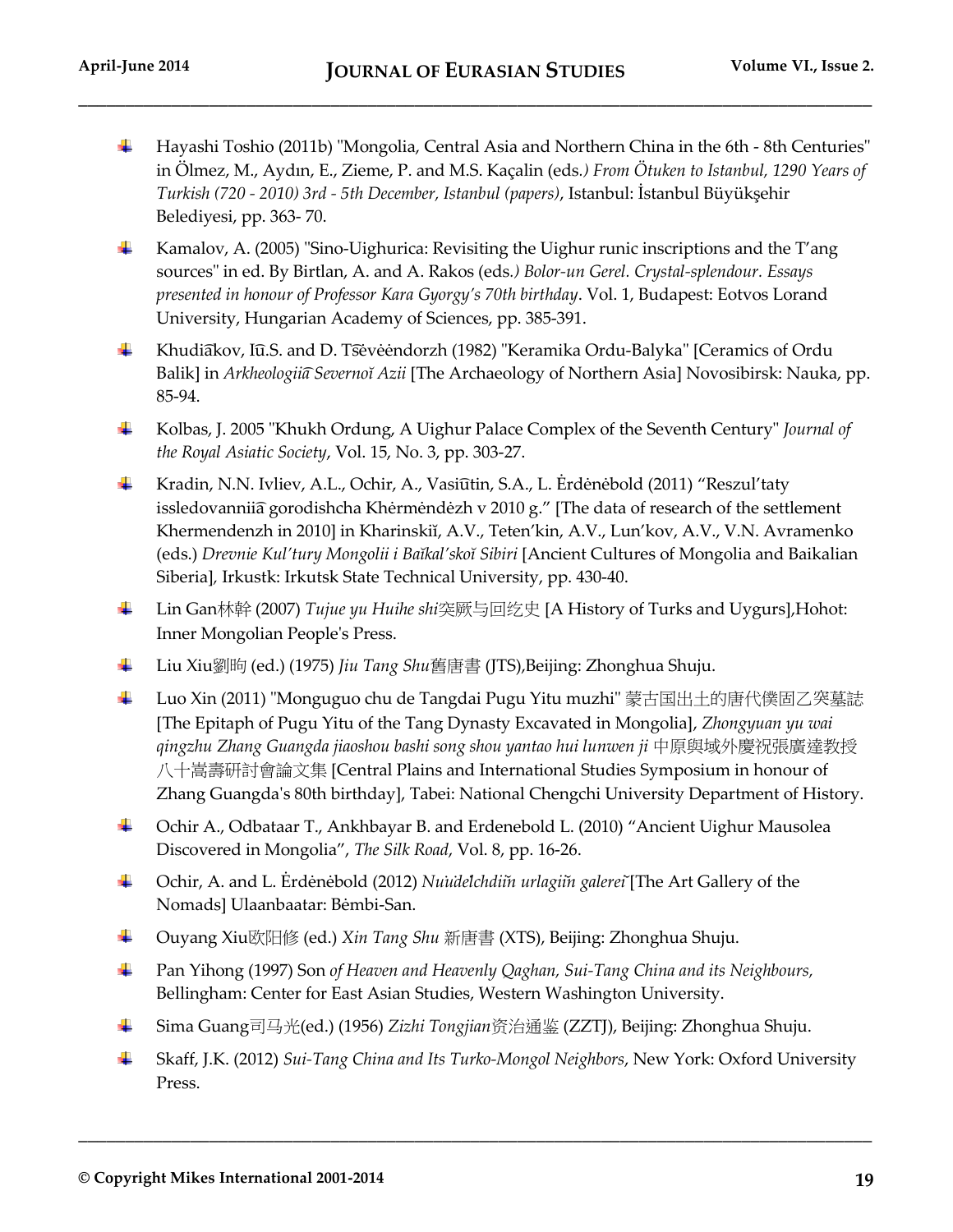- Hayashi Toshio (2011b) "Mongolia, Central Asia and Northern China in the 6th - 8th Centuries" in Ölmez, M., Aydın, E., Zieme, P. and M.S. Kaçalin (eds*.) From Ötuken to Istanbul, 1290 Years of Turkish (720 - 2010) 3rd - 5th December, Istanbul (papers)*, Istanbul: İstanbul Büyükşehir Belediyesi, pp. 363- 70.
- Kamalov, A. (2005) "Sino-Uighurica: Revisiting the Uighur runic inscriptions and the T'ang sources" in ed. By Birtlan, A. and A. Rakos (eds*.) Bolor-un Gerel. Crystal-splendour. Essays presented in honour of Professor Kara Gyorgy's 70th birthday*. Vol. 1, Budapest: Eotvos Lorand University, Hungarian Academy of Sciences, pp. 385-391.
- Khudiākov, Iū.S. and D. Ts͡ėvėėndorzh (1982) "Keramika Ordu-Balyka" [Ceramics of Ordu Balik] in *Arkheologii͡a Severnoĭ Azii* [The Archaeology of Northern Asia] Novosibirsk: Nauka, pp. 85-94.
- Kolbas, J. 2005 "Khukh Ordung, A Uighur Palace Complex of the Seventh Century" *Journal of the Royal Asiatic Society*, Vol. 15, No. 3, pp. 303-27.
- Kradin, N.N. Ivliev, A.L., Ochir, A., Vasiūtin, S.A., L. Ėrdėnėbold (2011) "Reszul'taty issledovanniia͡ gorodishcha Khėrmėndėzh v 2010 g." [The data of research of the settlement Khermendenzh in 2010] in Kharinskiĭ, A.V., Teten'kin, A.V., Lun'kov, A.V., V.N. Avramenko (eds.) *Drevnie Kul'tury Mongolii i Baĭkal'skoĭ Sibiri* [Ancient Cultures of Mongolia and Baikalian Siberia], Irkustk: Irkutsk State Technical University, pp. 430-40.
- Lin Gan林幹 (2007) *Tujue yu Huihe shi*突厥与回纥史 [A History of Turks and Uygurs],Hohot: Inner Mongolian People's Press.
- Liu Xiu劉昫 (ed.) (1975) *Jiu Tang Shu*舊唐書 (JTS),Beijing: Zhonghua Shuju.
- Luo Xin (2011) "Monguguo chu de Tangdai Pugu Yitu muzhi" 蒙古国出土的唐代僕固乙突墓誌 [The Epitaph of Pugu Yitu of the Tang Dynasty Excavated in Mongolia], *Zhongyuan yu wai qingzhu Zhang Guangda jiaoshou bashi song shou yantao hui lunwen ji* 中原與域外慶祝張廣達教授八十嵩壽研討會論文集 [Central Plains and International Studies Symposium in honour of Zhang Guangda's 80th birthday], Tabei: National Chengchi University Department of History.
- Ochir A., Odbataar T., Ankhbayar B. and Erdenebold L. (2010) "Ancient Uighur Mausolea Discovered in Mongolia", *The Silk Road*, Vol. 8, pp. 16-26.
- Ochir, A. and L. Ėrdėnėbold (2012) *Nuudelchdiĭn urlagiĭn galereĭ* [The Art Gallery of the Nomads] Ulaanbaatar: Bėmbi-San.
- Ouyang Xiu欧阳修 (ed.) *Xin Tang Shu* 新唐書 (XTS), Beijing: Zhonghua Shuju.
- Pan Yihong (1997) Son *of Heaven and Heavenly Qaghan, Sui-Tang China and its Neighbours,* Bellingham: Center for East Asian Studies, Western Washington University.
- Sima Guang司马光(ed.) (1956) *Zizhi Tongjian*资治通鉴 (ZZTJ), Beijing: Zhonghua Shuju.
- Skaff, J.K. (2012) *Sui-Tang China and Its Turko-Mongol Neighbors*, New York: Oxford University Press.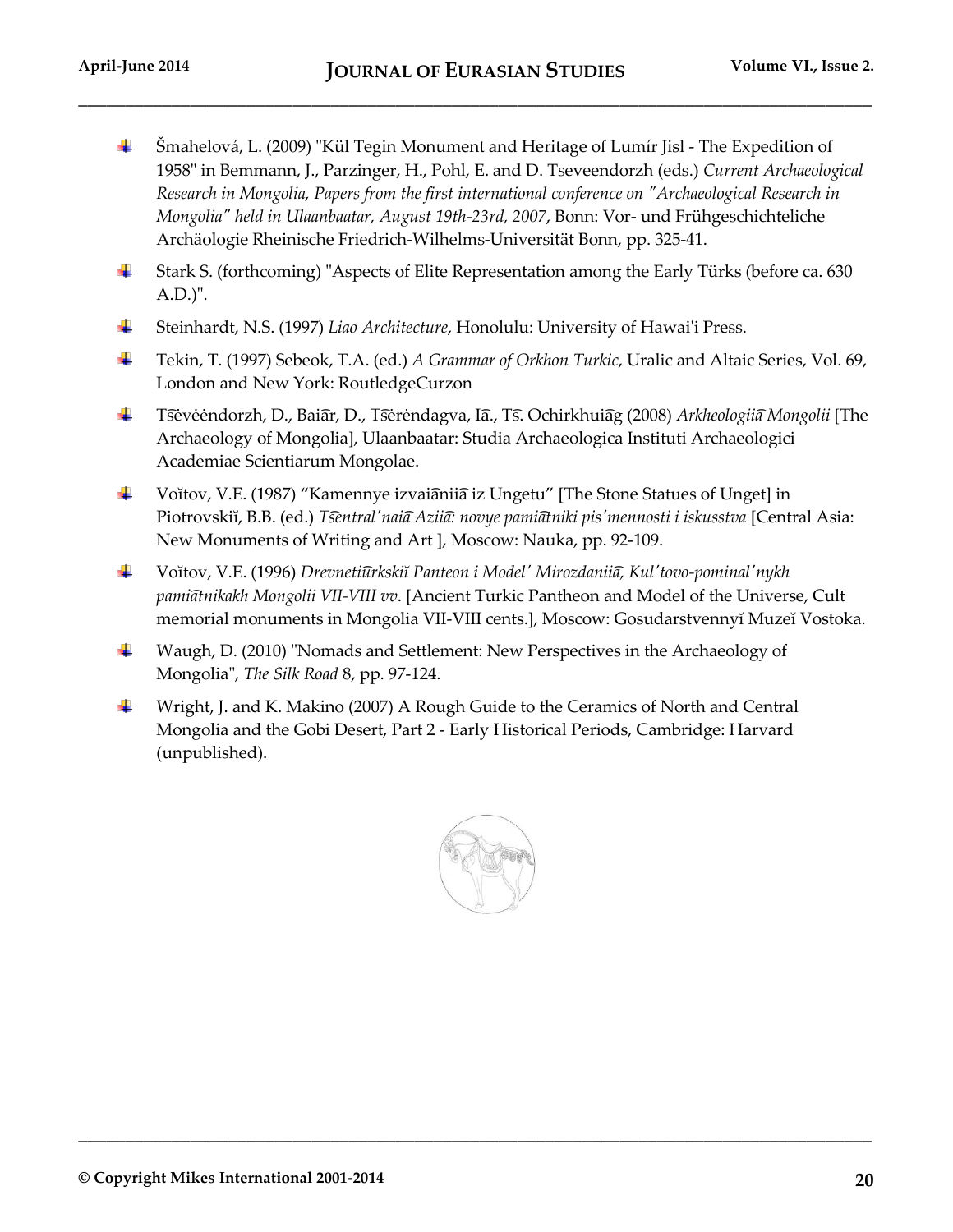- Šmahelová, L. (2009) "Kül Tegin Monument and Heritage of Lumír Jisl - The Expedition of 1958" in Bemmann, J., Parzinger, H., Pohl, E. and D. Tseveendorzh (eds.) *Current Archaeological Research in Mongolia, Papers from the first international conference on "Archaeological Research in Mongolia" held in Ulaanbaatar, August 19th-23rd, 2007*, Bonn: Vor- und Frühgeschichteliche Archäologie Rheinische Friedrich-Wilhelms-Universität Bonn, pp. 325-41.

- Stark S. (forthcoming) "Aspects of Elite Representation among the Early Türks (before ca. 630 A.D.)".

- Steinhardt, N.S. (1997) *Liao Architecture*, Honolulu: University of Hawai'i Press.

- Tekin, T. (1997) Sebeok, T.A. (ed.) *A Grammar of Orkhon Turkic*, Uralic and Altaic Series, Vol. 69, London and New York: RoutledgeCurzon

- T͡sėvėėndorzh, D., Baia͡r, D., T͡sėrėndagva, Ia͡., T͡s. Ochirkhuia͡g (2008) *Arkheologiia͡ Mongolii* [The Archaeology of Mongolia], Ulaanbaatar: Studia Archaeologica Instituti Archaeologici Academiae Scientiarum Mongolae.

- Voĭtov, V.E. (1987) "Kamennye izvaia͡niia͡ iz Ungetu" [The Stone Statues of Unget] in Piotrovskiĭ, B.B. (ed.) *T͡sentral'naia͡ Aziia͡: novye pamia͡tniki pis'mennosti i iskusstva* [Central Asia: New Monuments of Writing and Art ], Moscow: Nauka, pp. 92-109.

- Voĭtov, V.E. (1996) *Drevnetiu͡rkskiĭ Panteon i Model' Mirozdaniia͡, Kul'tovo-pominal'nykh pamia͡tnikakh Mongolii VII-VIII vv*. [Ancient Turkic Pantheon and Model of the Universe, Cult memorial monuments in Mongolia VII-VIII cents.], Moscow: Gosudarstvennyĭ Muzeĭ Vostoka.

- Waugh, D. (2010) "Nomads and Settlement: New Perspectives in the Archaeology of Mongolia", *The Silk Road* 8, pp. 97-124.

- Wright, J. and K. Makino (2007) A Rough Guide to the Ceramics of North and Central Mongolia and the Gobi Desert, Part 2 - Early Historical Periods, Cambridge: Harvard (unpublished).